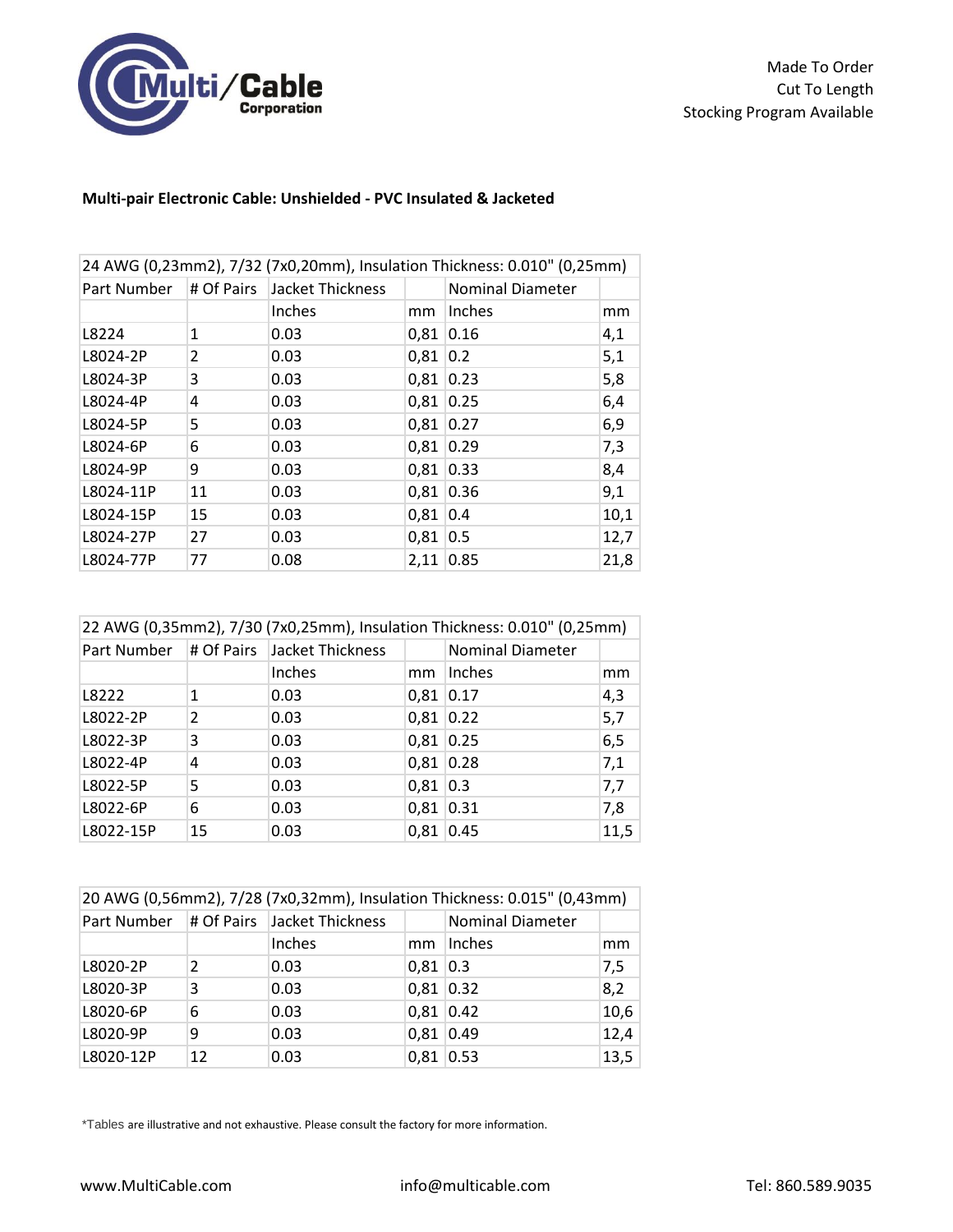Made To Order
Cut To Length
Stocking Program Available

## Multi-pair Electronic Cable: Unshielded - PVC Insulated & Jacketed

| 24 AWG (0,23mm2), 7/32 (7x0,20mm), Insulation Thickness: 0.010" (0,25mm) | | | | | |
|---|---|---|---|---|---|
| Part Number | # Of Pairs | Jacket Thickness | | Nominal Diameter | |
| | | Inches | mm | Inches | mm |
| L8224 | 1 | 0.03 | 0,81 | 0.16 | 4,1 |
| L8024-2P | 2 | 0.03 | 0,81 | 0.2 | 5,1 |
| L8024-3P | 3 | 0.03 | 0,81 | 0.23 | 5,8 |
| L8024-4P | 4 | 0.03 | 0,81 | 0.25 | 6,4 |
| L8024-5P | 5 | 0.03 | 0,81 | 0.27 | 6,9 |
| L8024-6P | 6 | 0.03 | 0,81 | 0.29 | 7,3 |
| L8024-9P | 9 | 0.03 | 0,81 | 0.33 | 8,4 |
| L8024-11P | 11 | 0.03 | 0,81 | 0.36 | 9,1 |
| L8024-15P | 15 | 0.03 | 0,81 | 0.4 | 10,1 |
| L8024-27P | 27 | 0.03 | 0,81 | 0.5 | 12,7 |
| L8024-77P | 77 | 0.08 | 2,11 | 0.85 | 21,8 |

| 22 AWG (0,35mm2), 7/30 (7x0,25mm), Insulation Thickness: 0.010" (0,25mm) | | | | | |
|---|---|---|---|---|---|
| Part Number | # Of Pairs | Jacket Thickness | | Nominal Diameter | |
| | | Inches | mm | Inches | mm |
| L8222 | 1 | 0.03 | 0,81 | 0.17 | 4,3 |
| L8022-2P | 2 | 0.03 | 0,81 | 0.22 | 5,7 |
| L8022-3P | 3 | 0.03 | 0,81 | 0.25 | 6,5 |
| L8022-4P | 4 | 0.03 | 0,81 | 0.28 | 7,1 |
| L8022-5P | 5 | 0.03 | 0,81 | 0.3 | 7,7 |
| L8022-6P | 6 | 0.03 | 0,81 | 0.31 | 7,8 |
| L8022-15P | 15 | 0.03 | 0,81 | 0.45 | 11,5 |

| 20 AWG (0,56mm2), 7/28 (7x0,32mm), Insulation Thickness: 0.015" (0,43mm) | | | | | |
|---|---|---|---|---|---|
| Part Number | # Of Pairs | Jacket Thickness | | Nominal Diameter | |
| | | Inches | mm | Inches | mm |
| L8020-2P | 2 | 0.03 | 0,81 | 0.3 | 7,5 |
| L8020-3P | 3 | 0.03 | 0,81 | 0.32 | 8,2 |
| L8020-6P | 6 | 0.03 | 0,81 | 0.42 | 10,6 |
| L8020-9P | 9 | 0.03 | 0,81 | 0.49 | 12,4 |
| L8020-12P | 12 | 0.03 | 0,81 | 0.53 | 13,5 |

*Tables are illustrative and not exhaustive. Please consult the factory for more information.

www.MultiCable.com info@multicable.com Tel: 860.589.9035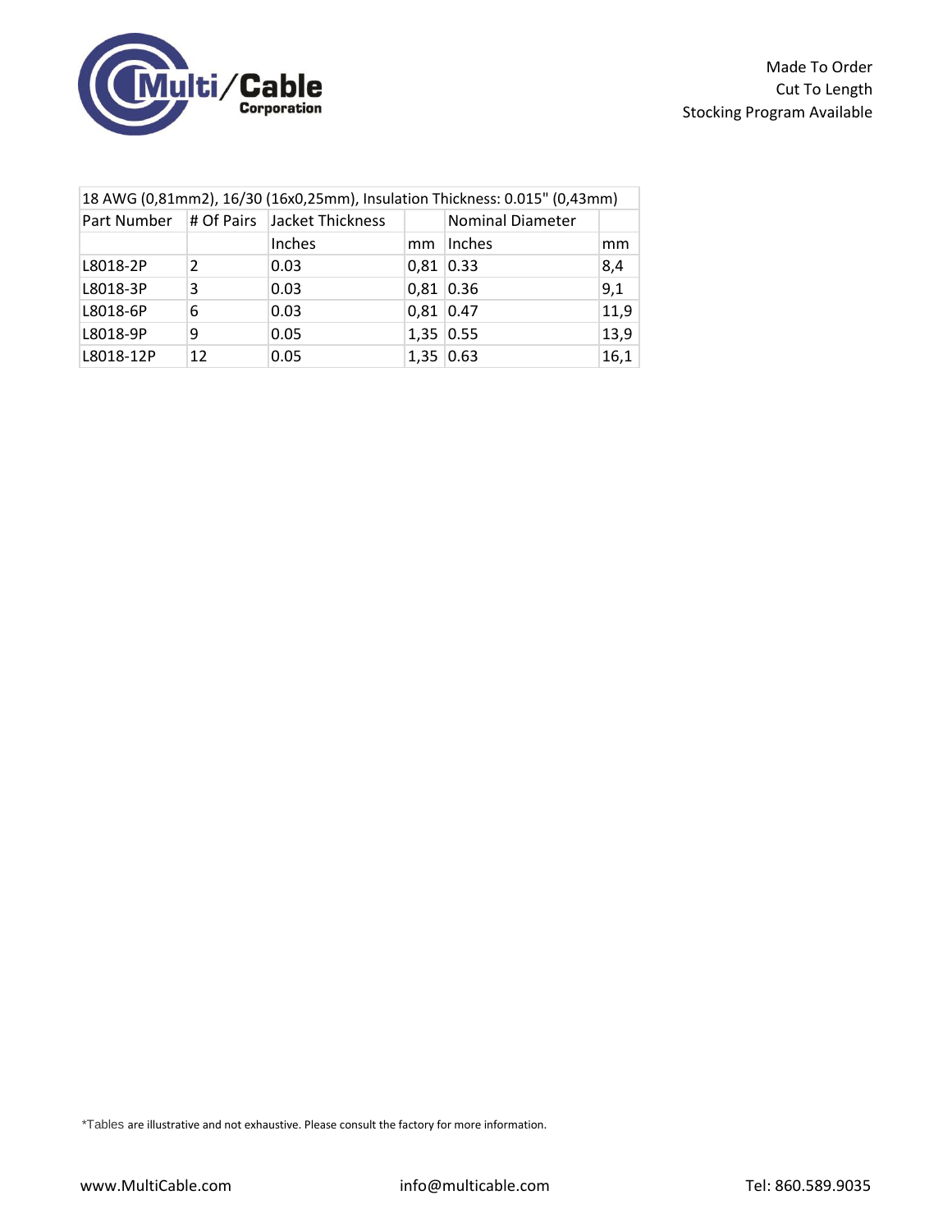Made To Order
Cut To Length
Stocking Program Available

| 18 AWG (0,81mm2), 16/30 (16x0,25mm), Insulation Thickness: 0.015" (0,43mm) | | | | | |
|---|---|---|---|---|---|
| Part Number | # Of Pairs | Jacket Thickness | | Nominal Diameter | |
| | | Inches | mm | Inches | mm |
| L8018-2P | 2 | 0.03 | 0,81 | 0.33 | 8,4 |
| L8018-3P | 3 | 0.03 | 0,81 | 0.36 | 9,1 |
| L8018-6P | 6 | 0.03 | 0,81 | 0.47 | 11,9 |
| L8018-9P | 9 | 0.05 | 1,35 | 0.55 | 13,9 |
| L8018-12P | 12 | 0.05 | 1,35 | 0.63 | 16,1 |

*Tables are illustrative and not exhaustive. Please consult the factory for more information.

www.MultiCable.com    info@multicable.com    Tel: 860.589.9035